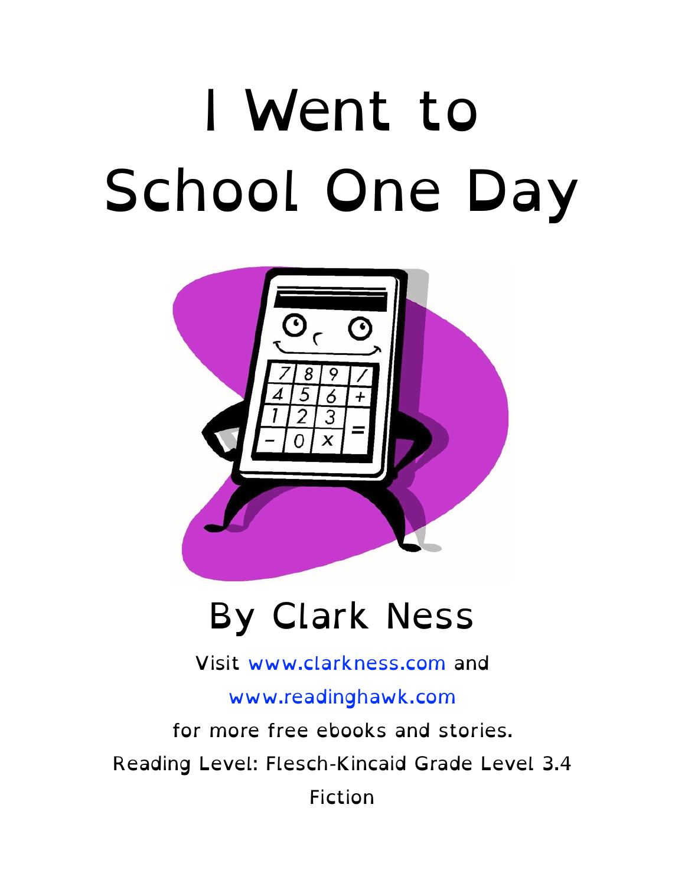# I Went to School One Day

## By Clark Ness

Visit www.clarkness.com and www.readinghawk.com for more free ebooks and stories.

Reading Level: Flesch-Kincaid Grade Level 3.4

Fiction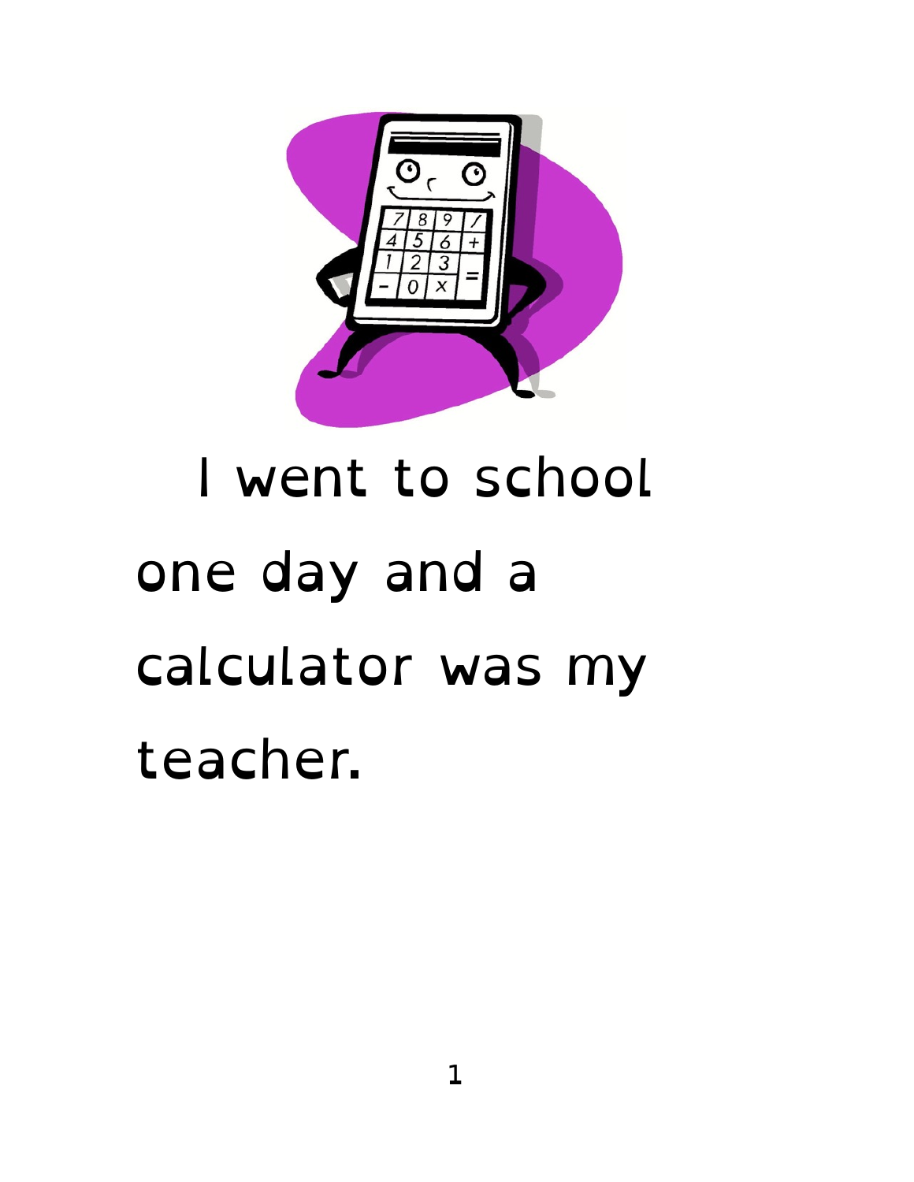I went to school one day and a calculator was my teacher.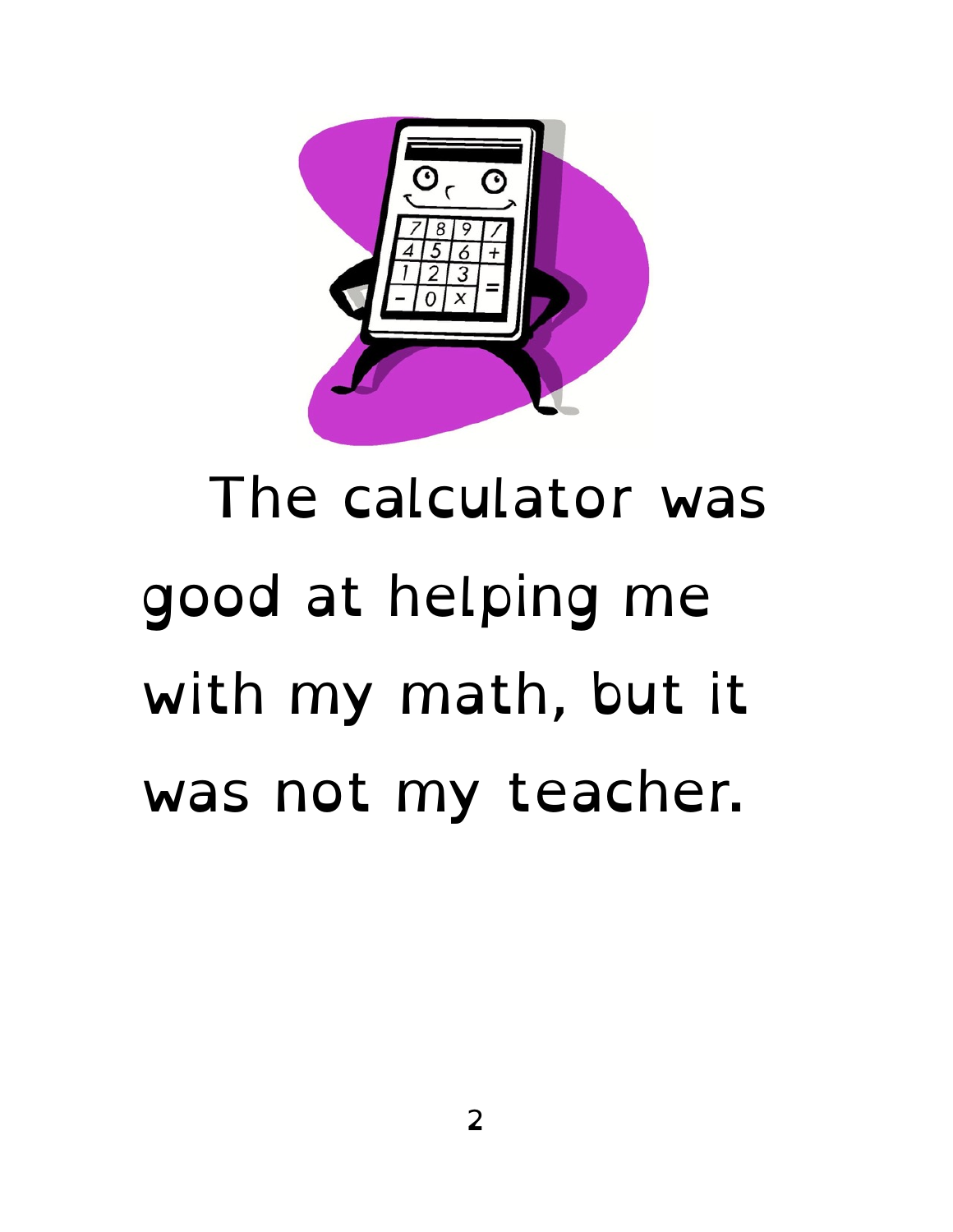The calculator was good at helping me with my math, but it was not my teacher.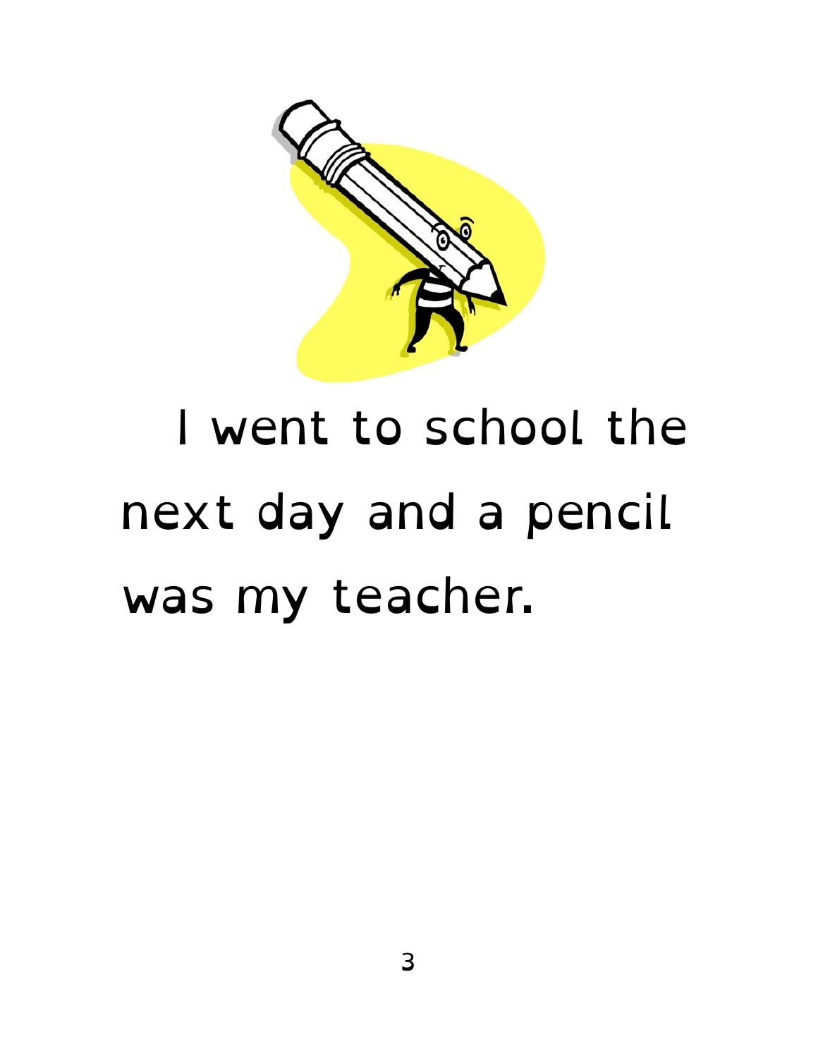I went to school the next day and a pencil was my teacher.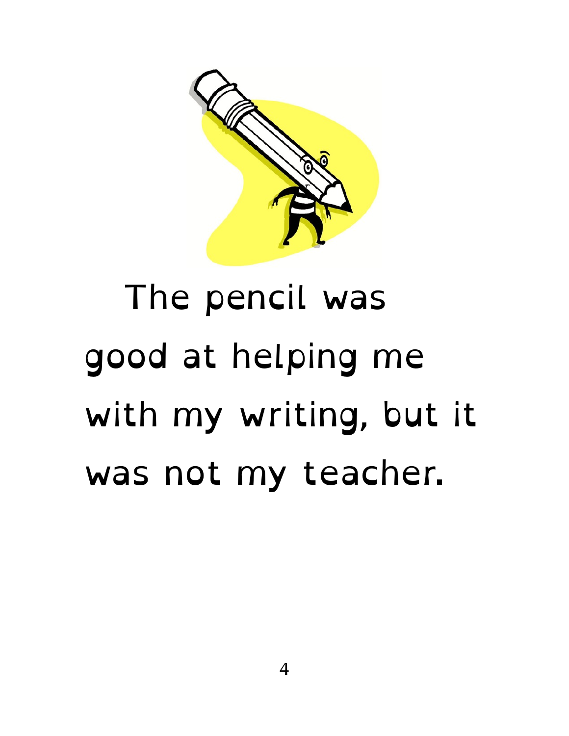The pencil was good at helping me with my writing, but it was not my teacher.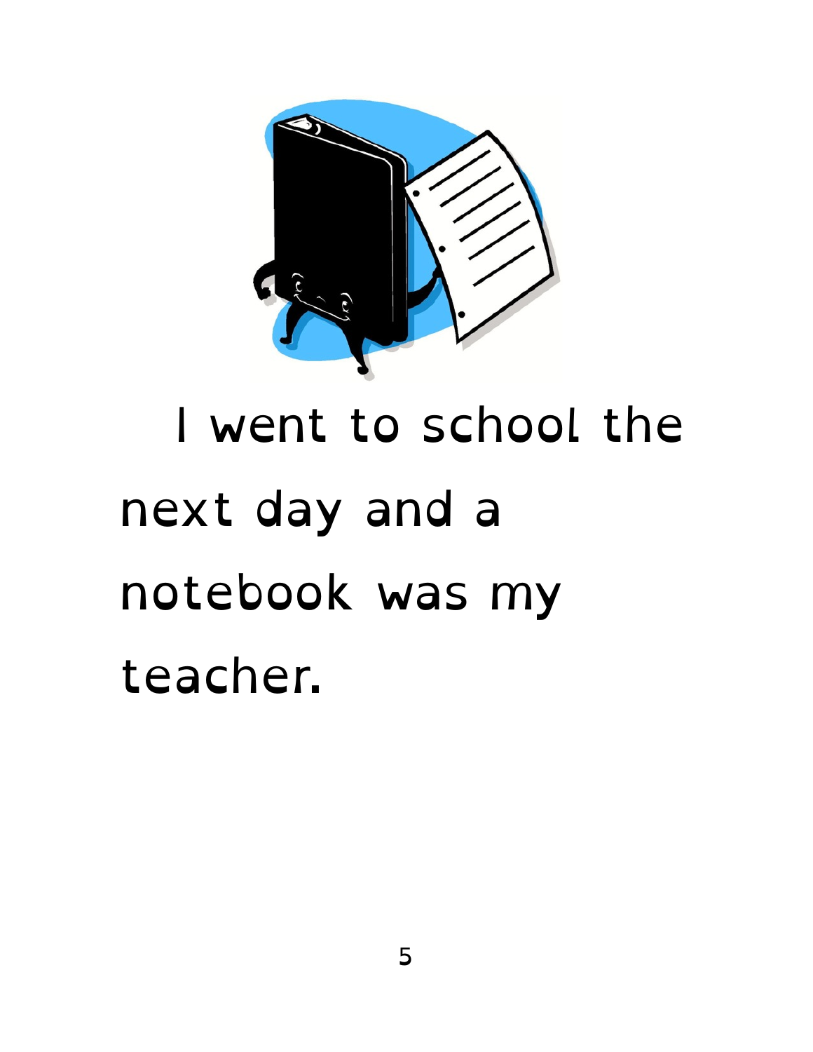I went to school the next day and a notebook was my teacher.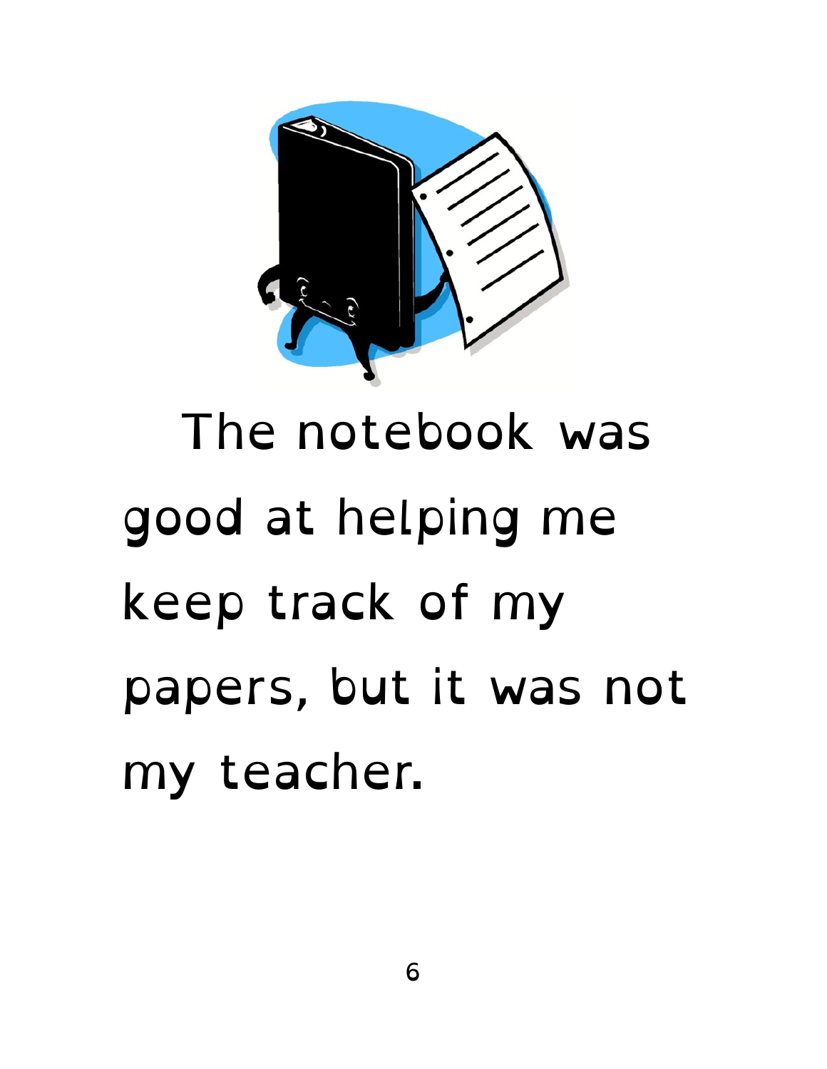The notebook was good at helping me keep track of my papers, but it was not my teacher.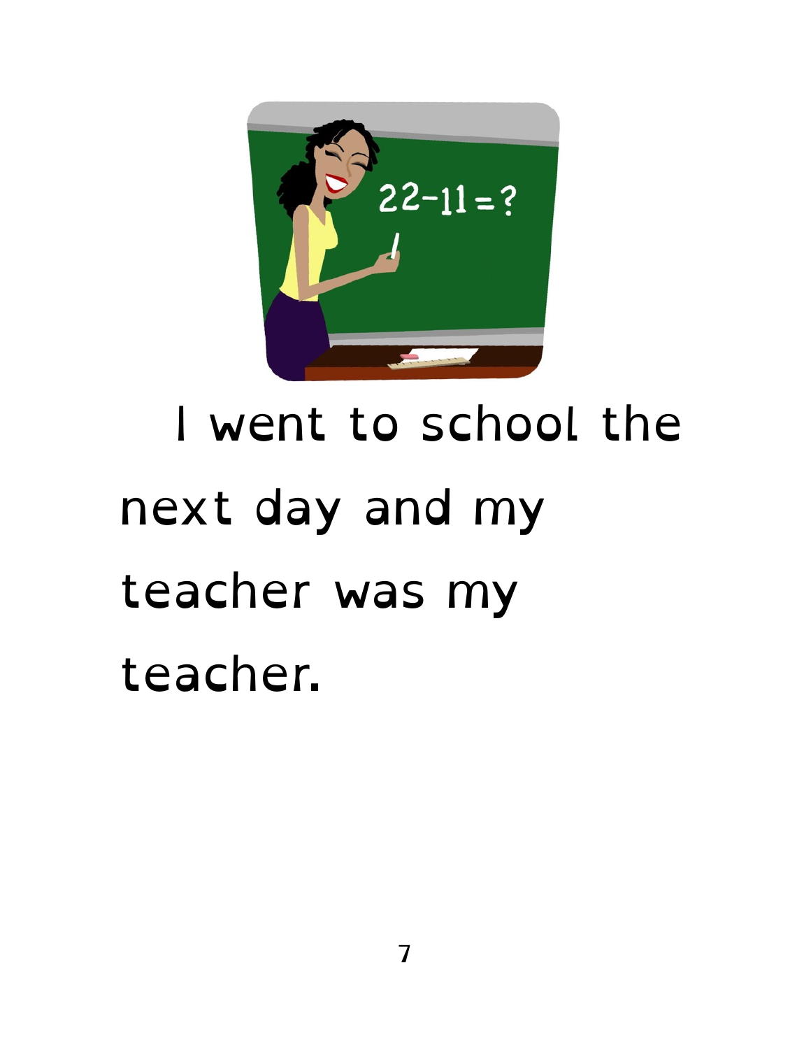I went to school the next day and my teacher was my teacher.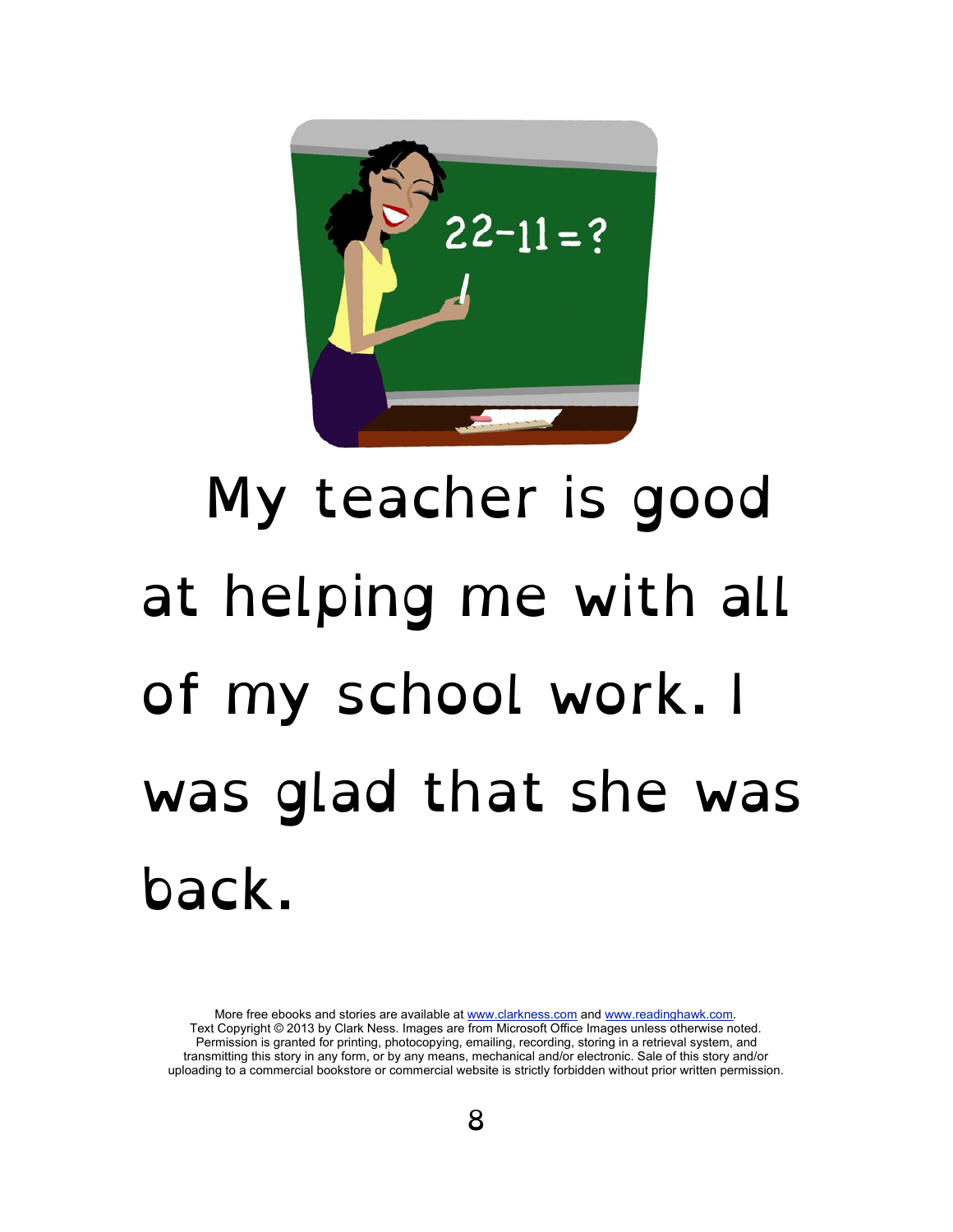My teacher is good at helping me with all of my school work. I was glad that she was back.

More free ebooks and stories are available at www.clarkness.com and www.readinghawk.com.
Text Copyright © 2013 by Clark Ness. Images are from Microsoft Office Images unless otherwise noted.
Permission is granted for printing, photocopying, emailing, recording, storing in a retrieval system, and transmitting this story in any form, or by any means, mechanical and/or electronic. Sale of this story and/or uploading to a commercial bookstore or commercial website is strictly forbidden without prior written permission.